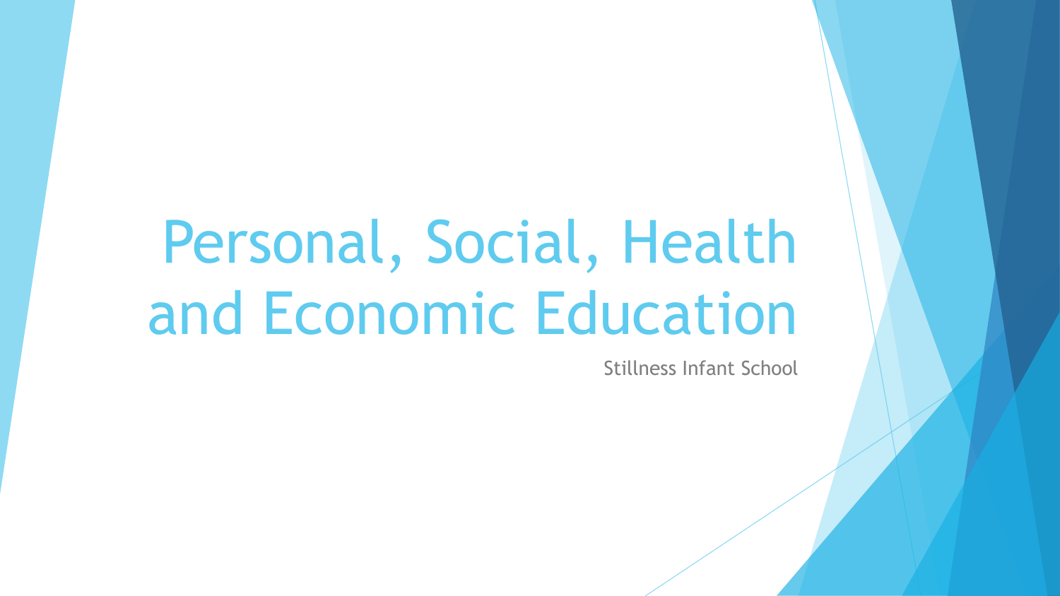# Personal, Social, Health and Economic Education

Stillness Infant School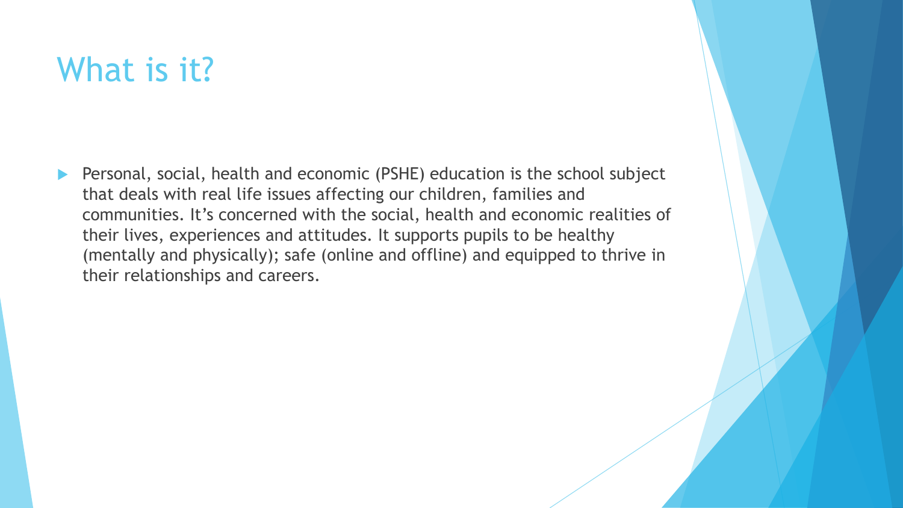# What is it?

- Personal, social, health and economic (PSHE) education is the school subject that deals with real life issues affecting our children, families and communities. It's concerned with the social, health and economic realities of their lives, experiences and attitudes. It supports pupils to be healthy (mentally and physically); safe (online and offline) and equipped to thrive in their relationships and careers.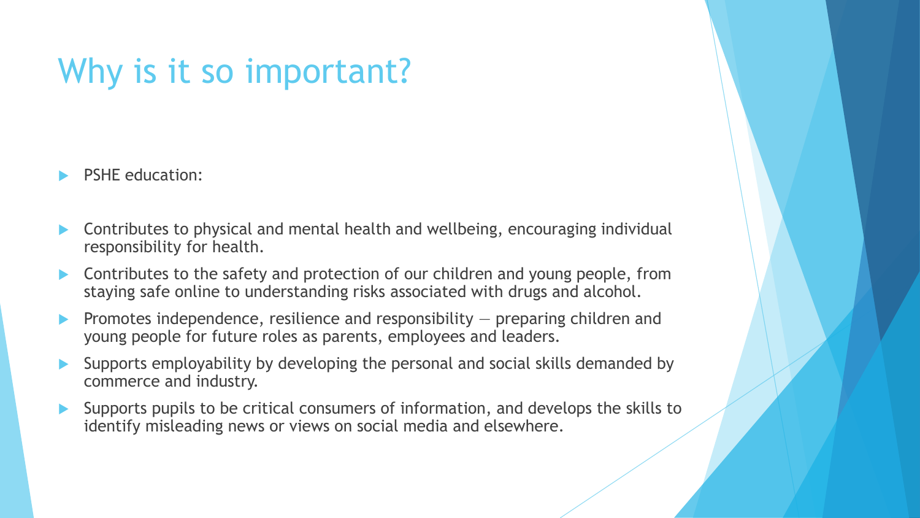# Why is it so important?

- PSHE education:

- Contributes to physical and mental health and wellbeing, encouraging individual responsibility for health.
- Contributes to the safety and protection of our children and young people, from staying safe online to understanding risks associated with drugs and alcohol.
- Promotes independence, resilience and responsibility — preparing children and young people for future roles as parents, employees and leaders.
- Supports employability by developing the personal and social skills demanded by commerce and industry.
- Supports pupils to be critical consumers of information, and develops the skills to identify misleading news or views on social media and elsewhere.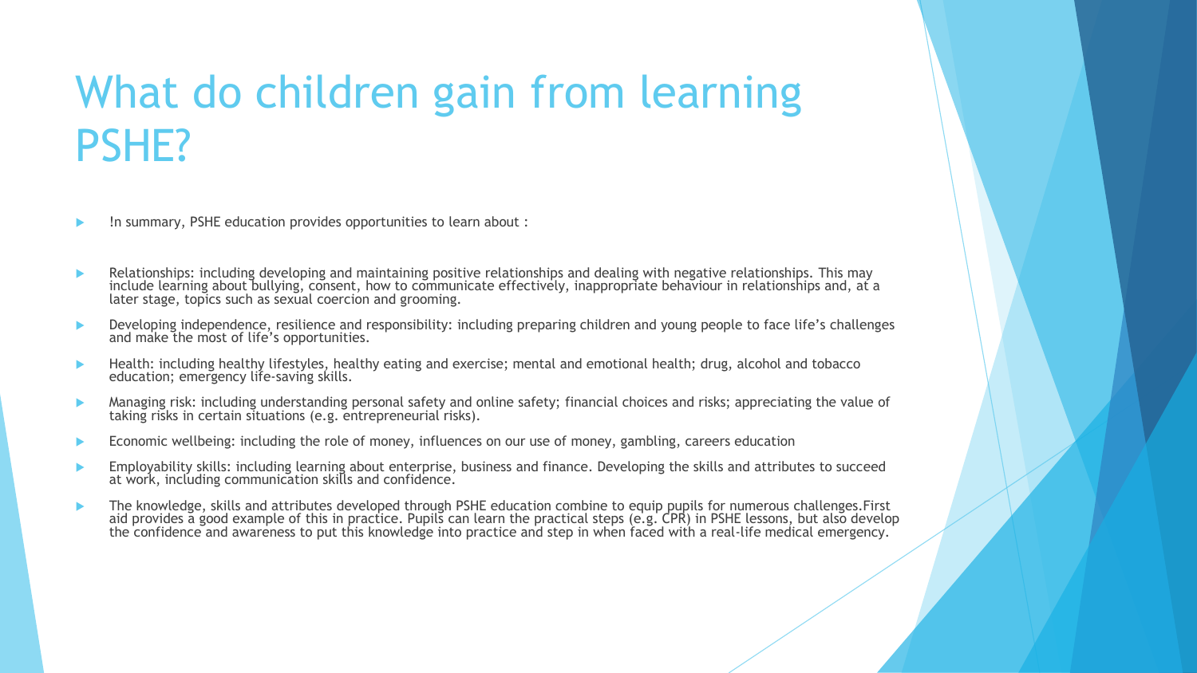# What do children gain from learning PSHE?

- !n summary, PSHE education provides opportunities to learn about :
- Relationships: including developing and maintaining positive relationships and dealing with negative relationships. This may include learning about bullying, consent, how to communicate effectively, inappropriate behaviour in relationships and, at a later stage, topics such as sexual coercion and grooming.
- Developing independence, resilience and responsibility: including preparing children and young people to face life's challenges and make the most of life's opportunities.
- Health: including healthy lifestyles, healthy eating and exercise; mental and emotional health; drug, alcohol and tobacco education; emergency life-saving skills.
- Managing risk: including understanding personal safety and online safety; financial choices and risks; appreciating the value of taking risks in certain situations (e.g. entrepreneurial risks).
- Economic wellbeing: including the role of money, influences on our use of money, gambling, careers education
- Employability skills: including learning about enterprise, business and finance. Developing the skills and attributes to succeed at work, including communication skills and confidence.
- The knowledge, skills and attributes developed through PSHE education combine to equip pupils for numerous challenges.First aid provides a good example of this in practice. Pupils can learn the practical steps (e.g. CPR) in PSHE lessons, but also develop the confidence and awareness to put this knowledge into practice and step in when faced with a real-life medical emergency.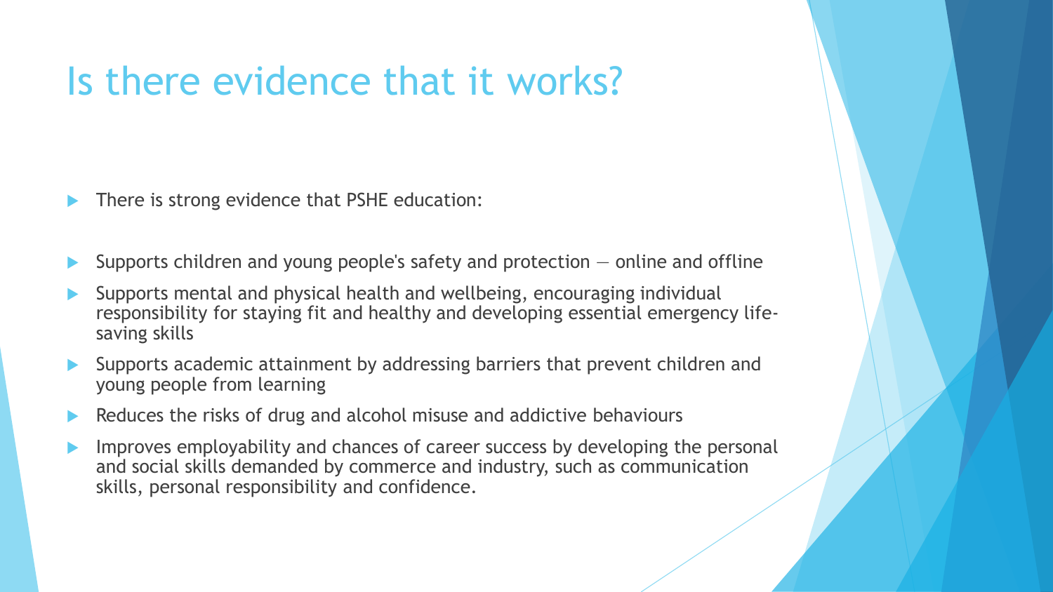# Is there evidence that it works?

- There is strong evidence that PSHE education:

- Supports children and young people's safety and protection — online and offline
- Supports mental and physical health and wellbeing, encouraging individual responsibility for staying fit and healthy and developing essential emergency life-saving skills
- Supports academic attainment by addressing barriers that prevent children and young people from learning
- Reduces the risks of drug and alcohol misuse and addictive behaviours
- Improves employability and chances of career success by developing the personal and social skills demanded by commerce and industry, such as communication skills, personal responsibility and confidence.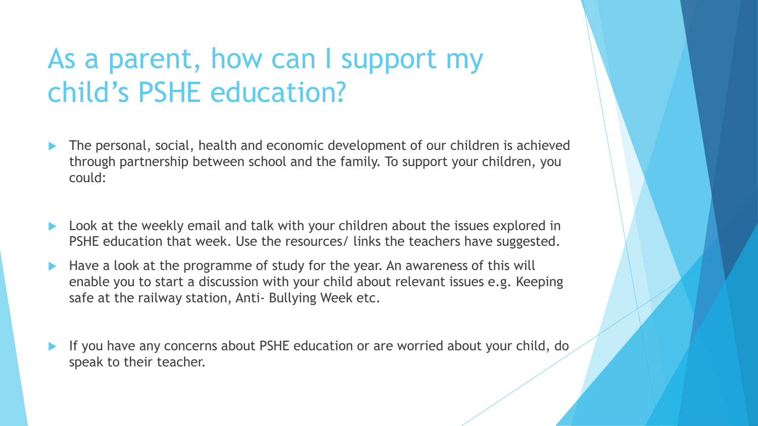# As a parent, how can I support my child's PSHE education?

- The personal, social, health and economic development of our children is achieved through partnership between school and the family. To support your children, you could:

- Look at the weekly email and talk with your children about the issues explored in PSHE education that week. Use the resources/ links the teachers have suggested.
- Have a look at the programme of study for the year. An awareness of this will enable you to start a discussion with your child about relevant issues e.g. Keeping safe at the railway station, Anti- Bullying Week etc.

- If you have any concerns about PSHE education or are worried about your child, do speak to their teacher.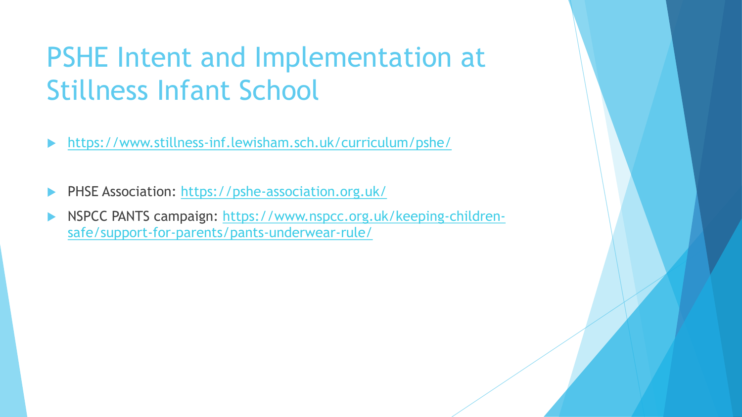# PSHE Intent and Implementation at Stillness Infant School

- https://www.stillness-inf.lewisham.sch.uk/curriculum/pshe/

- PHSE Association: https://pshe-association.org.uk/
- NSPCC PANTS campaign: https://www.nspcc.org.uk/keeping-children-safe/support-for-parents/pants-underwear-rule/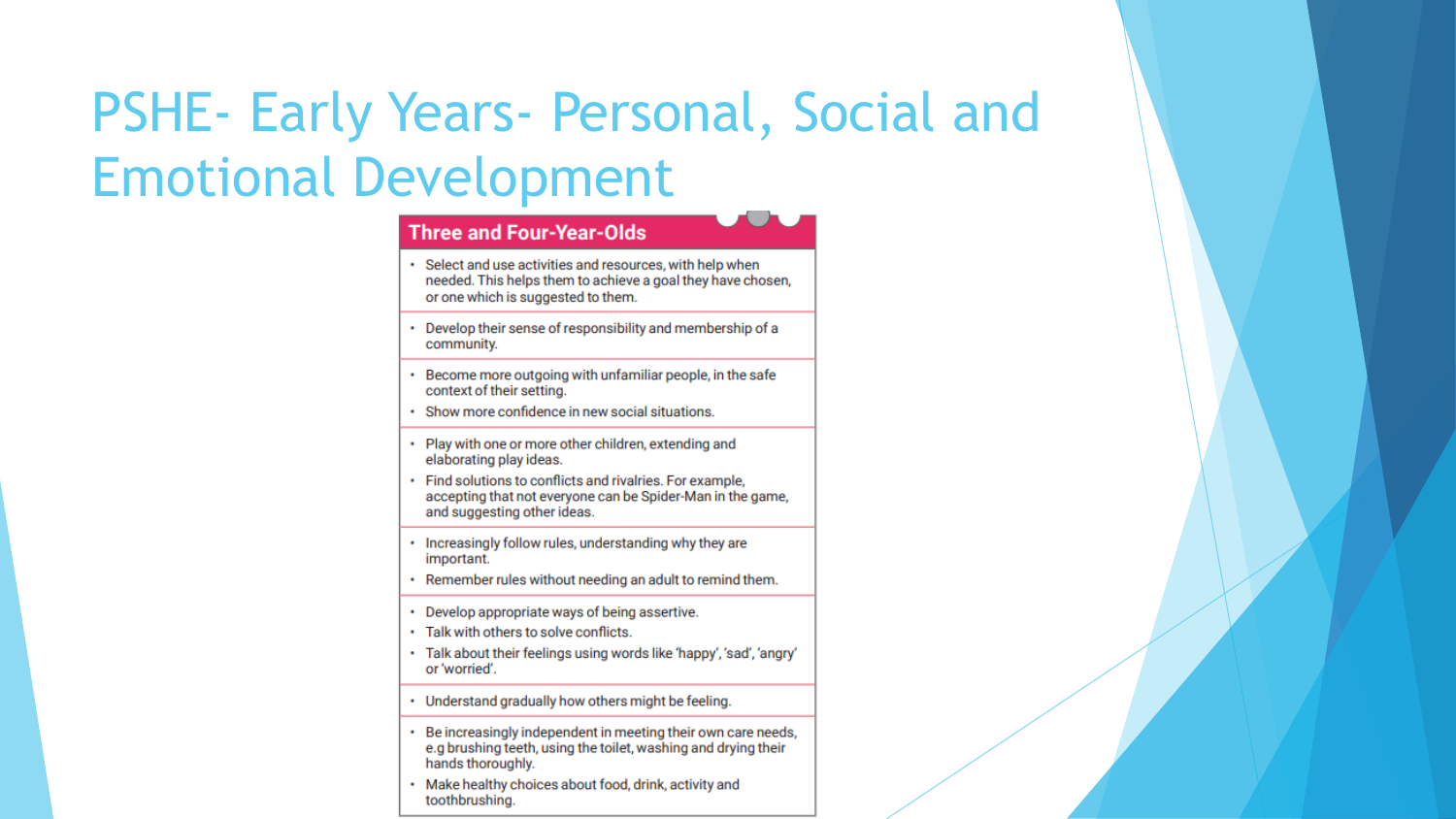# PSHE- Early Years- Personal, Social and Emotional Development

## Three and Four-Year-Olds

- Select and use activities and resources, with help when needed. This helps them to achieve a goal they have chosen, or one which is suggested to them.

- Develop their sense of responsibility and membership of a community.

- Become more outgoing with unfamiliar people, in the safe context of their setting.
- Show more confidence in new social situations.

- Play with one or more other children, extending and elaborating play ideas.
- Find solutions to conflicts and rivalries. For example, accepting that not everyone can be Spider-Man in the game, and suggesting other ideas.

- Increasingly follow rules, understanding why they are important.
- Remember rules without needing an adult to remind them.

- Develop appropriate ways of being assertive.
- Talk with others to solve conflicts.
- Talk about their feelings using words like 'happy', 'sad', 'angry' or 'worried'.

- Understand gradually how others might be feeling.

- Be increasingly independent in meeting their own care needs, e.g brushing teeth, using the toilet, washing and drying their hands thoroughly.
- Make healthy choices about food, drink, activity and toothbrushing.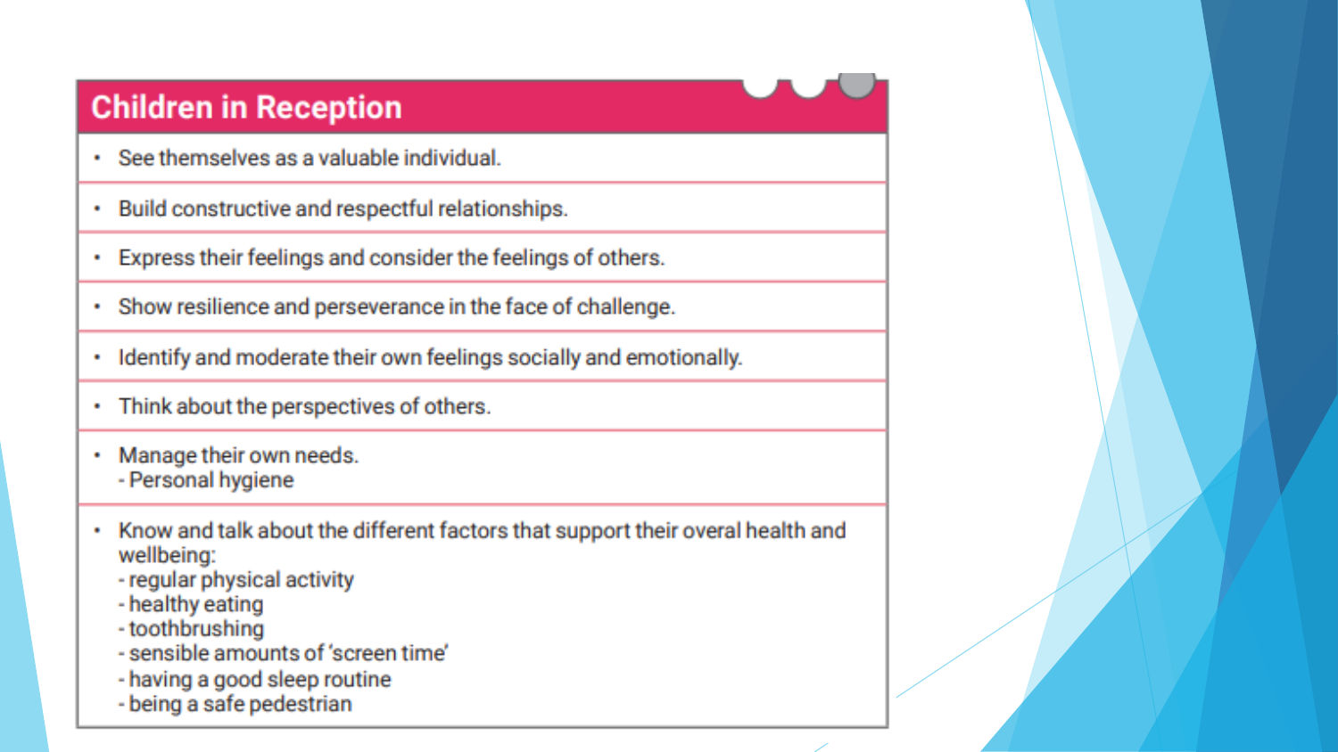## Children in Reception

- See themselves as a valuable individual.
- Build constructive and respectful relationships.
- Express their feelings and consider the feelings of others.
- Show resilience and perseverance in the face of challenge.
- Identify and moderate their own feelings socially and emotionally.
- Think about the perspectives of others.
- Manage their own needs.
  - Personal hygiene
- Know and talk about the different factors that support their overal health and wellbeing:
  - regular physical activity
  - healthy eating
  - toothbrushing
  - sensible amounts of 'screen time'
  - having a good sleep routine
  - being a safe pedestrian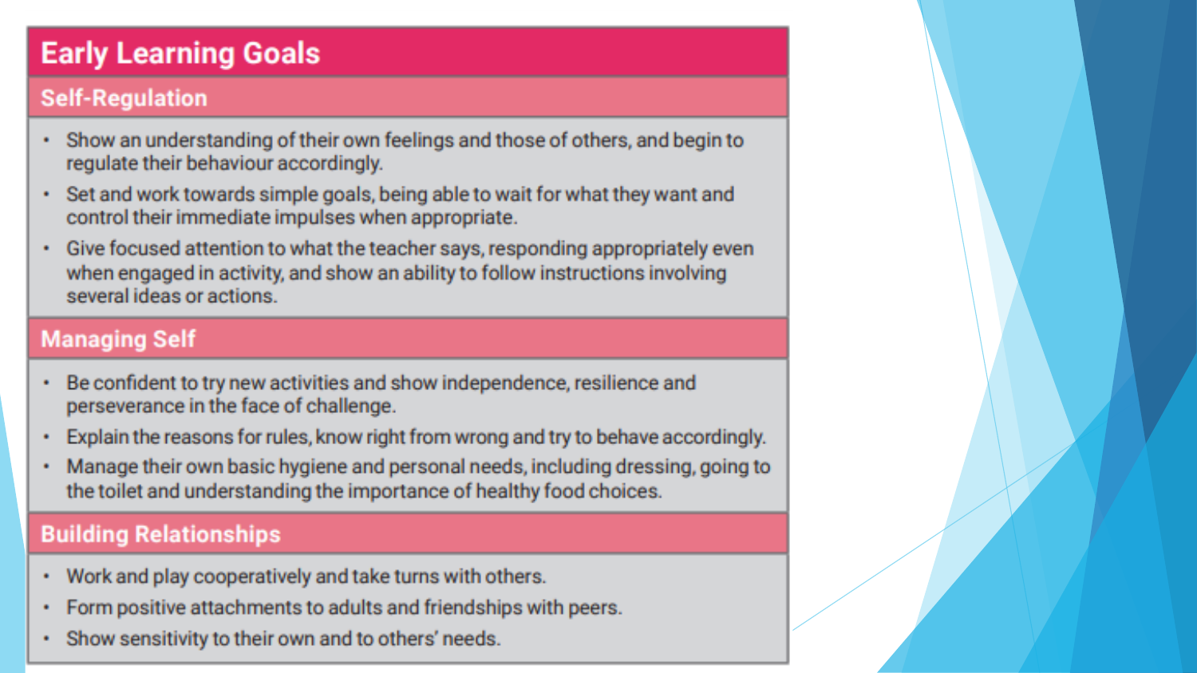# Early Learning Goals

## Self-Regulation

- Show an understanding of their own feelings and those of others, and begin to regulate their behaviour accordingly.
- Set and work towards simple goals, being able to wait for what they want and control their immediate impulses when appropriate.
- Give focused attention to what the teacher says, responding appropriately even when engaged in activity, and show an ability to follow instructions involving several ideas or actions.

## Managing Self

- Be confident to try new activities and show independence, resilience and perseverance in the face of challenge.
- Explain the reasons for rules, know right from wrong and try to behave accordingly.
- Manage their own basic hygiene and personal needs, including dressing, going to the toilet and understanding the importance of healthy food choices.

## Building Relationships

- Work and play cooperatively and take turns with others.
- Form positive attachments to adults and friendships with peers.
- Show sensitivity to their own and to others' needs.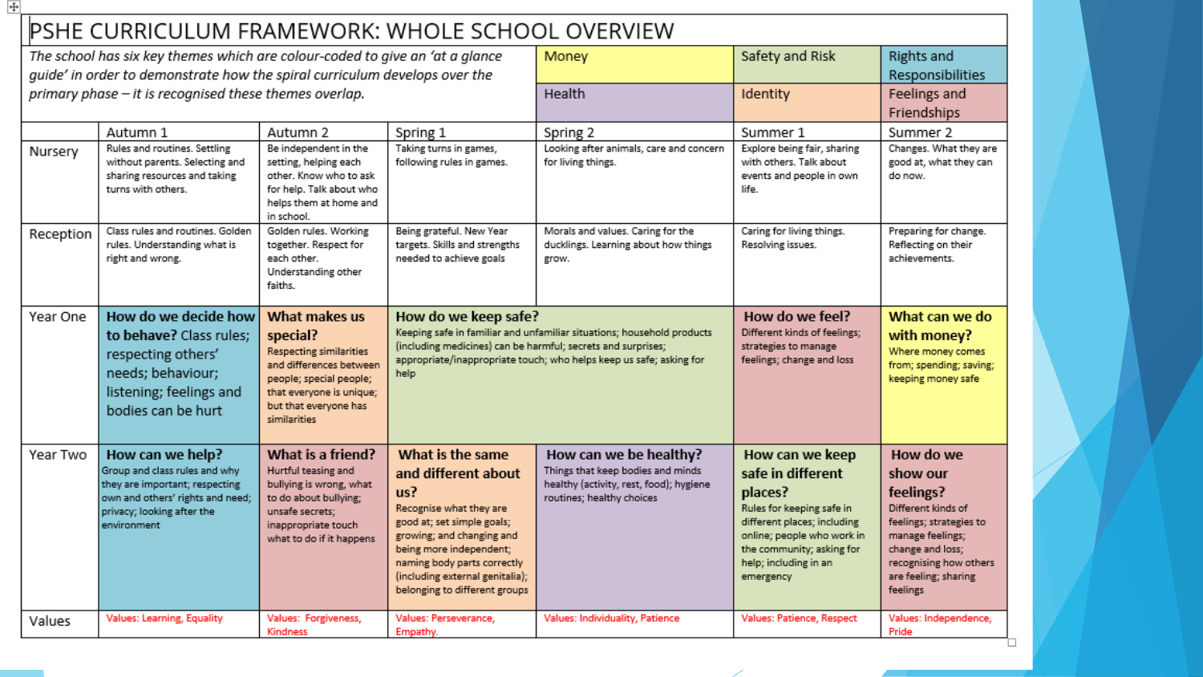# PSHE CURRICULUM FRAMEWORK: WHOLE SCHOOL OVERVIEW

*The school has six key themes which are colour-coded to give an 'at a glance guide' in order to demonstrate how the spiral curriculum develops over the primary phase – it is recognised these themes overlap.*

| Money | Safety and Risk | Rights and Responsibilities |
|---|---|---|
| Health | Identity | Feelings and Friendships |

| | Autumn 1 | Autumn 2 | Spring 1 | Spring 2 | Summer 1 | Summer 2 |
|---|---|---|---|---|---|---|
| Nursery | Rules and routines. Settling without parents. Selecting and sharing resources and taking turns with others. | Be independent in the setting, helping each other. Know who to ask for help. Talk about who helps them at home and in school. | Taking turns in games, following rules in games. | Looking after animals, care and concern for living things. | Explore being fair, sharing with others. Talk about events and people in own life. | Changes. What they are good at, what they can do now. |
| Reception | Class rules and routines. Golden rules. Understanding what is right and wrong. | Golden rules. Working together. Respect for each other. Understanding other faiths. | Being grateful. New Year targets. Skills and strengths needed to achieve goals | Morals and values. Caring for the ducklings. Learning about how things grow. | Caring for living things. Resolving issues. | Preparing for change. Reflecting on their achievements. |
| Year One | **How do we decide how to behave?** Class rules; respecting others' needs; behaviour; listening; feelings and bodies can be hurt | **What makes us special?** Respecting similarities and differences between people; special people; that everyone is unique; but that everyone has similarities | **How do we keep safe?** Keeping safe in familiar and unfamiliar situations; household products (including medicines) can be harmful; secrets and surprises; appropriate/inappropriate touch; who helps keep us safe; asking for help | | **How do we feel?** Different kinds of feelings; strategies to manage feelings; change and loss | **What can we do with money?** Where money comes from; spending; saving; keeping money safe |
| Year Two | **How can we help?** Group and class rules and why they are important; respecting own and others' rights and need; privacy; looking after the environment | **What is a friend?** Hurtful teasing and bullying is wrong, what to do about bullying; unsafe secrets; inappropriate touch what to do if it happens | **What is the same and different about us?** Recognise what they are good at; set simple goals; growing; and changing and being more independent; naming body parts correctly (including external genitalia); belonging to different groups | **How can we be healthy?** Things that keep bodies and minds healthy (activity, rest, food); hygiene routines; healthy choices | **How can we keep safe in different places?** Rules for keeping safe in different places; including online; people who work in the community; asking for help; including in an emergency | **How do we show our feelings?** Different kinds of feelings; strategies to manage feelings; change and loss; recognising how others are feeling; sharing feelings |
| Values | Values: Learning, Equality | Values: Forgiveness, Kindness | Values: Perseverance, Empathy. | Values: Individuality, Patience | Values: Patience, Respect | Values: Independence, Pride |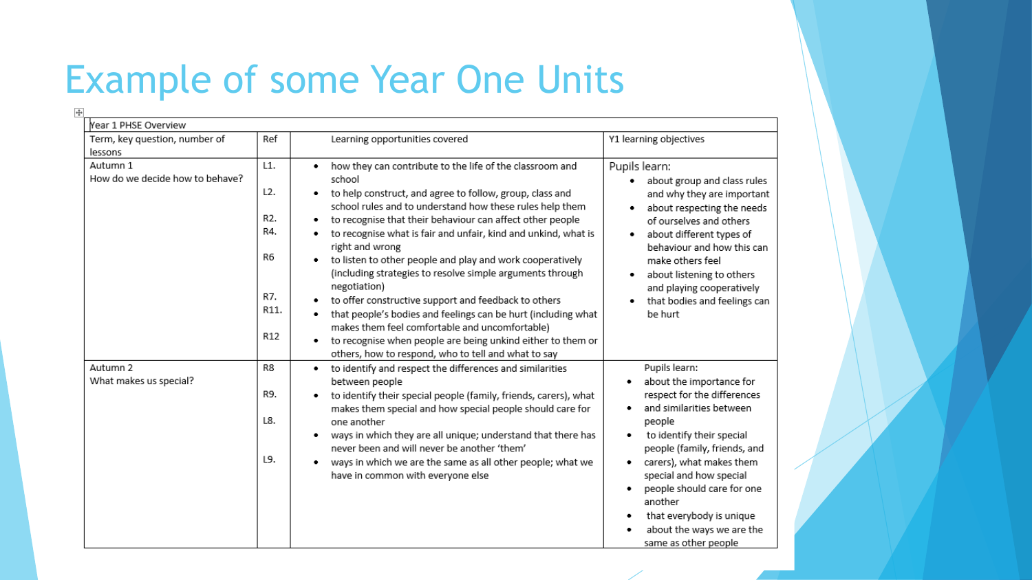# Example of some Year One Units

| Year 1 PHSE Overview | | | |
|---|---|---|---|
| Term, key question, number of lessons | Ref | Learning opportunities covered | Y1 learning objectives |
| Autumn 1<br>How do we decide how to behave? | L1.<br><br>L2.<br><br>R2.<br>R4.<br><br>R6<br><br><br>R7.<br>R11.<br><br>R12 | • how they can contribute to the life of the classroom and school<br>• to help construct, and agree to follow, group, class and school rules and to understand how these rules help them<br>• to recognise that their behaviour can affect other people<br>• to recognise what is fair and unfair, kind and unkind, what is right and wrong<br>• to listen to other people and play and work cooperatively (including strategies to resolve simple arguments through negotiation)<br>• to offer constructive support and feedback to others<br>• that people's bodies and feelings can be hurt (including what makes them feel comfortable and uncomfortable)<br>• to recognise when people are being unkind either to them or others, how to respond, who to tell and what to say | Pupils learn:<br>• about group and class rules and why they are important<br>• about respecting the needs of ourselves and others<br>• about different types of behaviour and how this can make others feel<br>• about listening to others and playing cooperatively<br>• that bodies and feelings can be hurt |
| Autumn 2<br>What makes us special? | R8<br><br>R9.<br><br>L8.<br><br>L9. | • to identify and respect the differences and similarities between people<br>• to identify their special people (family, friends, carers), what makes them special and how special people should care for one another<br>• ways in which they are all unique; understand that there has never been and will never be another 'them'<br>• ways in which we are the same as all other people; what we have in common with everyone else | Pupils learn:<br>• about the importance for respect for the differences<br>• and similarities between people<br>• to identify their special people (family, friends, and<br>• carers), what makes them special and how special<br>• people should care for one another<br>• that everybody is unique<br>• about the ways we are the same as other people |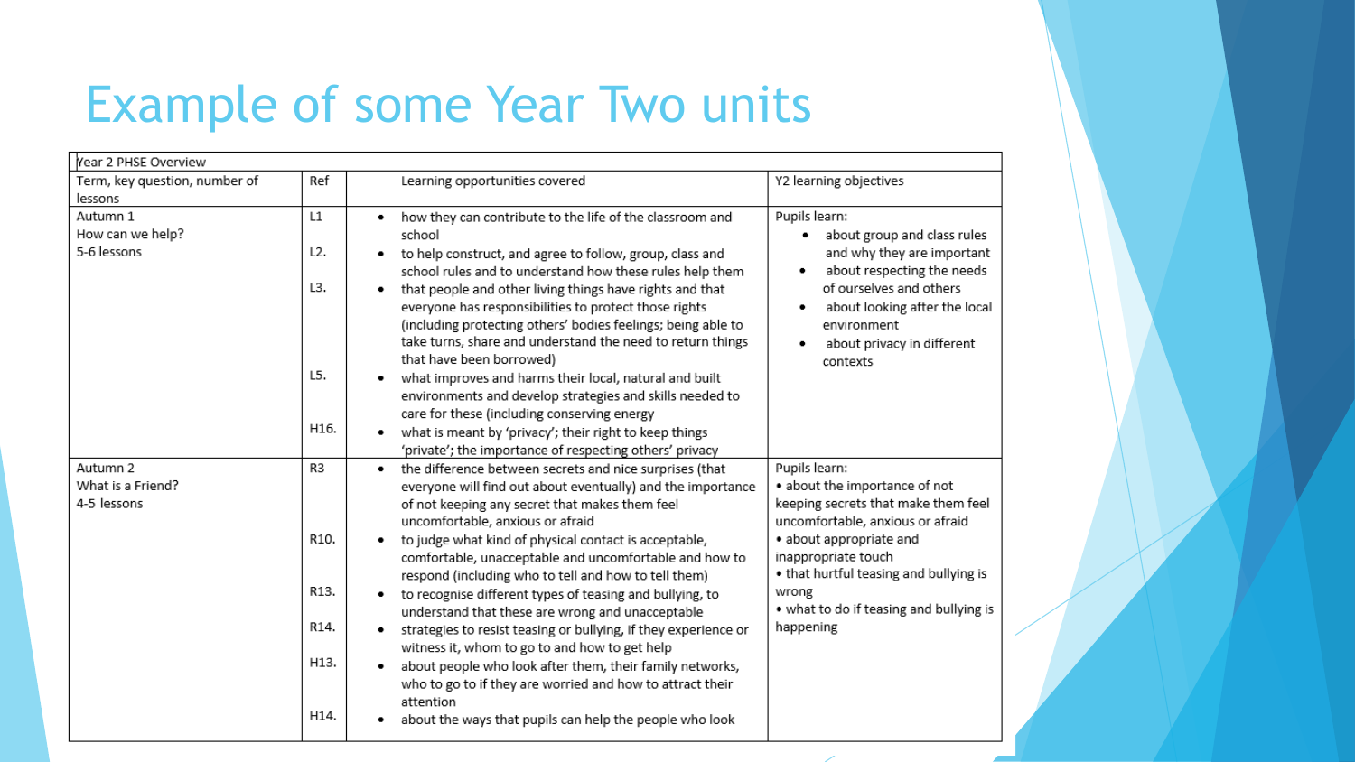# Example of some Year Two units

| Year 2 PHSE Overview | | | |
|---|---|---|---|
| Term, key question, number of lessons | Ref | Learning opportunities covered | Y2 learning objectives |
| Autumn 1<br>How can we help?<br>5-6 lessons | L1<br><br>L2.<br><br>L3.<br><br><br><br><br>L5.<br><br><br>H16. | • how they can contribute to the life of the classroom and school<br>• to help construct, and agree to follow, group, class and school rules and to understand how these rules help them<br>• that people and other living things have rights and that everyone has responsibilities to protect those rights (including protecting others' bodies feelings; being able to take turns, share and understand the need to return things that have been borrowed)<br>• what improves and harms their local, natural and built environments and develop strategies and skills needed to care for these (including conserving energy<br>• what is meant by 'privacy'; their right to keep things 'private'; the importance of respecting others' privacy | Pupils learn:<br>• about group and class rules and why they are important<br>• about respecting the needs of ourselves and others<br>• about looking after the local environment<br>• about privacy in different contexts |
| Autumn 2<br>What is a Friend?<br>4-5 lessons | R3<br><br><br><br>R10.<br><br><br>R13.<br><br>R14.<br><br>H13.<br><br><br>H14. | • the difference between secrets and nice surprises (that everyone will find out about eventually) and the importance of not keeping any secret that makes them feel uncomfortable, anxious or afraid<br>• to judge what kind of physical contact is acceptable, comfortable, unacceptable and uncomfortable and how to respond (including who to tell and how to tell them)<br>• to recognise different types of teasing and bullying, to understand that these are wrong and unacceptable<br>• strategies to resist teasing or bullying, if they experience or witness it, whom to go to and how to get help<br>• about people who look after them, their family networks, who to go to if they are worried and how to attract their attention<br>• about the ways that pupils can help the people who look | Pupils learn:<br>• about the importance of not keeping secrets that make them feel uncomfortable, anxious or afraid<br>• about appropriate and inappropriate touch<br>• that hurtful teasing and bullying is wrong<br>• what to do if teasing and bullying is happening |